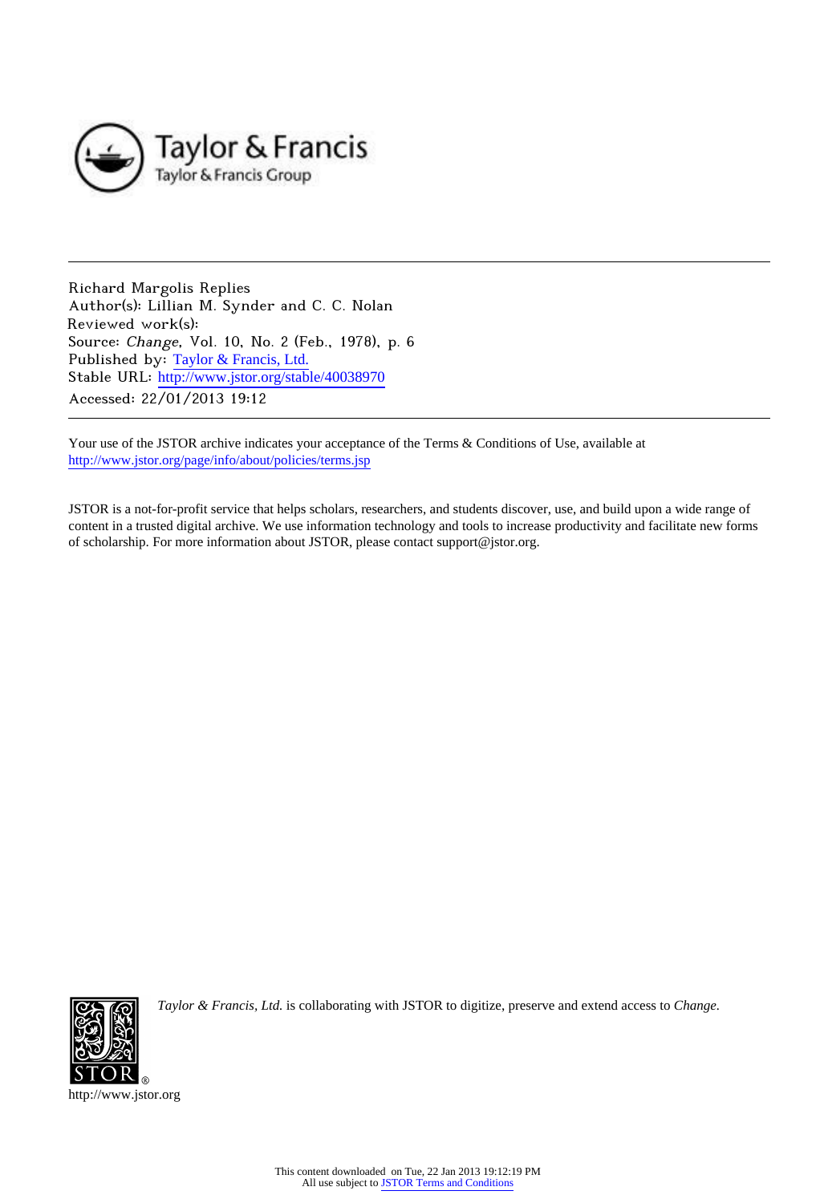Richard Margolis Replies

Author(s): Lillian M. Synder and C. C. Nolan

Reviewed work(s):

Source: *Change*, Vol. 10, No. 2 (Feb., 1978), p. 6

Published by: Taylor & Francis, Ltd.

Stable URL: http://www.jstor.org/stable/40038970

Accessed: 22/01/2013 19:12

Your use of the JSTOR archive indicates your acceptance of the Terms & Conditions of Use, available at http://www.jstor.org/page/info/about/policies/terms.jsp

JSTOR is a not-for-profit service that helps scholars, researchers, and students discover, use, and build upon a wide range of content in a trusted digital archive. We use information technology and tools to increase productivity and facilitate new forms of scholarship. For more information about JSTOR, please contact support@jstor.org.

*Taylor & Francis, Ltd.* is collaborating with JSTOR to digitize, preserve and extend access to *Change*.

http://www.jstor.org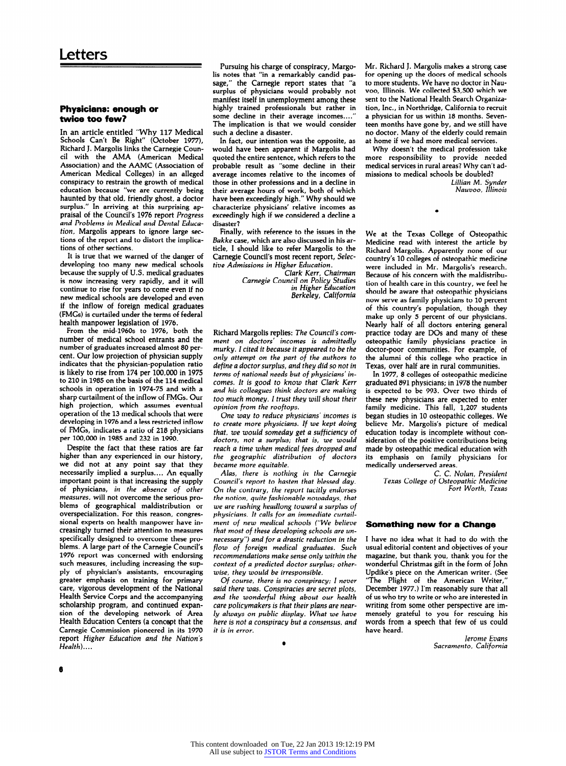# Letters

## Physicians: enough or twice too few?

In an article entitled "Why 117 Medical Schools Can't Be Right" (October 1977), Richard J. Margolis links the Carnegie Council with the AMA (American Medical Association) and the AAMC (Association of American Medical Colleges) in an alleged conspiracy to restrain the growth of medical education because "we are currently being haunted by that old, friendly ghost, a doctor surplus." In arriving at this surprising appraisal of the Council's 1976 report *Progress and Problems in Medical and Dental Education*, Margolis appears to ignore large sections of the report and to distort the implications of other sections.

It is true that we warned of the danger of developing too many new medical schools because the supply of U.S. medical graduates is now increasing very rapidly, and it will continue to rise for years to come even if no new medical schools are developed and even if the inflow of foreign medical graduates (FMGs) is curtailed under the terms of federal health manpower legislation of 1976.

From the mid-1960s to 1976, both the number of medical school entrants and the number of graduates increased almost 80 percent. Our low projection of physician supply indicates that the physician-population ratio is likely to rise from 174 per 100,000 in 1975 to 210 in 1985 on the basis of the 114 medical schools in operation in 1974-75 and with a sharp curtailment of the inflow of FMGs. Our high projection, which assumes eventual operation of the 13 medical schools that were developing in 1976 and a less restricted inflow of FMGs, indicates a ratio of 218 physicians per 100,000 in 1985 and 232 in 1990.

Despite the fact that these ratios are far higher than any experienced in our history, we did not at any point say that they necessarily implied a surplus.... An equally important point is that increasing the supply of physicians, *in the absence of other measures*, will not overcome the serious problems of geographical maldistribution or overspecialization. For this reason, congressional experts on health manpower have increasingly turned their attention to measures specifically designed to overcome these problems. A large part of the Carnegie Council's 1976 report was concerned with endorsing such measures, including increasing the supply of physician's assistants, encouraging greater emphasis on training for primary care, vigorous development of the National Health Service Corps and the accompanying scholarship program, and continued expansion of the developing network of Area Health Education Centers (a concept that the Carnegie Commission pioneered in its 1970 report *Higher Education and the Nation's Health*)....

Pursuing his charge of conspiracy, Margolis notes that "in a remarkably candid passage," the Carnegie report states that "a surplus of physicians would probably not manifest itself in unemployment among these highly trained professionals but rather in some decline in their average incomes...." The implication is that we would consider such a decline a disaster.

In fact, our intention was the opposite, as would have been apparent if Margolis had quoted the entire sentence, which refers to the probable result as "some decline in their average incomes relative to the incomes of those in other professions and in a decline in their average hours of work, both of which have been exceedingly high." Why should we characterize physicians' relative incomes as exceedingly high if we considered a decline a disaster?

Finally, with reference to the issues in the *Bakke* case, which are also discussed in his article, I should like to refer Margolis to the Carnegie Council's most recent report, *Selective Admissions in Higher Education*.

*Clark Kerr, Chairman*
*Carnegie Council on Policy Studies in Higher Education*
*Berkeley, California*

Richard Margolis replies: *The Council's comment on doctors' incomes is admittedly murky. I cited it because it appeared to be the only attempt on the part of the authors to define a doctor surplus, and they did so not in terms of national needs but of physicians' incomes. It is good to know that Clark Kerr and his colleagues think doctors are making too much money. I trust they will shout their opinion from the rooftops.*

*One way to reduce physicians' incomes is to create more physicians. If we kept doing that, we would someday get a sufficiency of doctors, not a surplus; that is, we would reach a time when medical fees dropped and the geographic distribution of doctors became more equitable.*

*Alas, there is nothing in the Carnegie Council's report to hasten that blessed day. On the contrary, the report tacitly endorses the notion, quite fashionable nowadays, that we are rushing headlong toward a surplus of physicians. It calls for an immediate curtailment of new medical schools ("We believe that most of these developing schools are unnecessary") and for a drastic reduction in the flow of foreign medical graduates. Such recommendations make sense only within the context of a predicted doctor surplus; otherwise, they would be irresponsible.*

*Of course, there is no conspiracy; I never said there was. Conspiracies are secret plots, and the wonderful thing about our health care policymakers is that their plans are nearly always on public display. What we have here is not a conspiracy but a consensus, and it is in error.*

•

Mr. Richard J. Margolis makes a strong case for opening up the doors of medical schools to more students. We have no doctor in Nauvoo, Illinois. We collected $3,500 which we sent to the National Health Search Organization, Inc., in Northridge, California to recruit a physician for us within 18 months. Seventeen months have gone by, and we still have no doctor. Many of the elderly could remain at home if we had more medical services.

Why doesn't the medical profession take more responsibility to provide needed medical services in rural areas? Why can't admissions to medical schools be doubled?

*Lillian M. Synder*
*Nauvoo, Illinois*

•

We at the Texas College of Osteopathic Medicine read with interest the article by Richard Margolis. Apparently none of our country's 10 colleges of osteopathic medicine were included in Mr. Margolis's research. Because of his concern with the maldistribution of health care in this country, we feel he should be aware that osteopathic physicians now serve as family physicians to 10 percent of this country's population, though they make up only 5 percent of our physicians. Nearly half of all doctors entering general practice today are DOs and many of these osteopathic family physicians practice in doctor-poor communities. For example, of the alumni of this college who practice in Texas, over half are in rural communities.

In 1977, 8 colleges of osteopathic medicine graduated 891 physicians; in 1978 the number is expected to be 993. Over two thirds of these new physicians are expected to enter family medicine. This fall, 1,207 students began studies in 10 osteopathic colleges. We believe Mr. Margolis's picture of medical education today is incomplete without consideration of the positive contributions being made by osteopathic medical education with its emphasis on family physicians for medically underserved areas.

*C. C. Nolan, President*
*Texas College of Osteopathic Medicine*
*Fort Worth, Texas*

## Something new for a Change

I have no idea what it had to do with the usual editorial content and objectives of your magazine, but thank you, thank you for the wonderful Christmas gift in the form of John Updike's piece on the American writer. (See "The Plight of the American Writer," December 1977.) I'm reasonably sure that all of us who try to write or who are interested in writing from some other perspective are immensely grateful to you for rescuing his words from a speech that few of us could have heard.

*Jerome Evans*
*Sacramento, California*